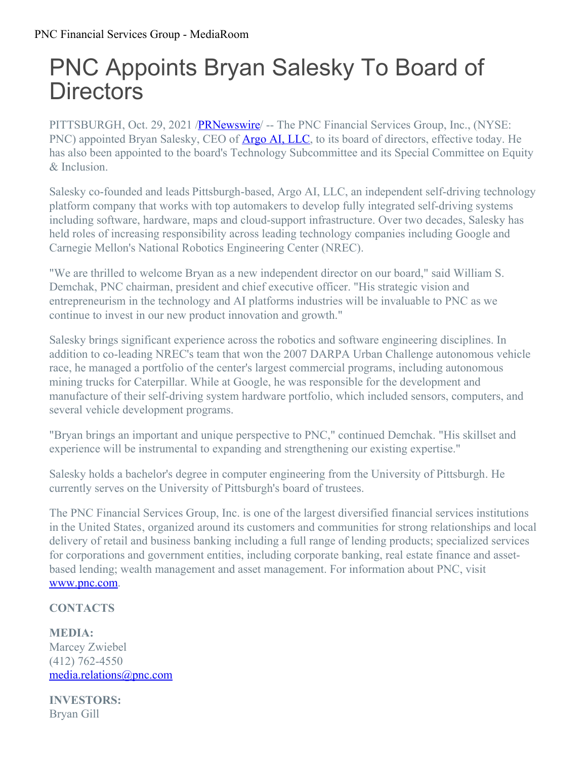PNC Financial Services Group - MediaRoom

# PNC Appoints Bryan Salesky To Board of Directors

PITTSBURGH, Oct. 29, 2021 /[PRNewswire](#)/ -- The PNC Financial Services Group, Inc., (NYSE: PNC) appointed Bryan Salesky, CEO of [Argo AI, LLC](#), to its board of directors, effective today. He has also been appointed to the board's Technology Subcommittee and its Special Committee on Equity & Inclusion.

Salesky co-founded and leads Pittsburgh-based, Argo AI, LLC, an independent self-driving technology platform company that works with top automakers to develop fully integrated self-driving systems including software, hardware, maps and cloud-support infrastructure. Over two decades, Salesky has held roles of increasing responsibility across leading technology companies including Google and Carnegie Mellon's National Robotics Engineering Center (NREC).

"We are thrilled to welcome Bryan as a new independent director on our board," said William S. Demchak, PNC chairman, president and chief executive officer. "His strategic vision and entrepreneurism in the technology and AI platforms industries will be invaluable to PNC as we continue to invest in our new product innovation and growth."

Salesky brings significant experience across the robotics and software engineering disciplines. In addition to co-leading NREC's team that won the 2007 DARPA Urban Challenge autonomous vehicle race, he managed a portfolio of the center's largest commercial programs, including autonomous mining trucks for Caterpillar. While at Google, he was responsible for the development and manufacture of their self-driving system hardware portfolio, which included sensors, computers, and several vehicle development programs.

"Bryan brings an important and unique perspective to PNC," continued Demchak. "His skillset and experience will be instrumental to expanding and strengthening our existing expertise."

Salesky holds a bachelor's degree in computer engineering from the University of Pittsburgh. He currently serves on the University of Pittsburgh's board of trustees.

The PNC Financial Services Group, Inc. is one of the largest diversified financial services institutions in the United States, organized around its customers and communities for strong relationships and local delivery of retail and business banking including a full range of lending products; specialized services for corporations and government entities, including corporate banking, real estate finance and asset-based lending; wealth management and asset management. For information about PNC, visit [www.pnc.com](#).

**CONTACTS**

**MEDIA:**
Marcey Zwiebel
(412) 762-4550
[media.relations@pnc.com](#)

**INVESTORS:**
Bryan Gill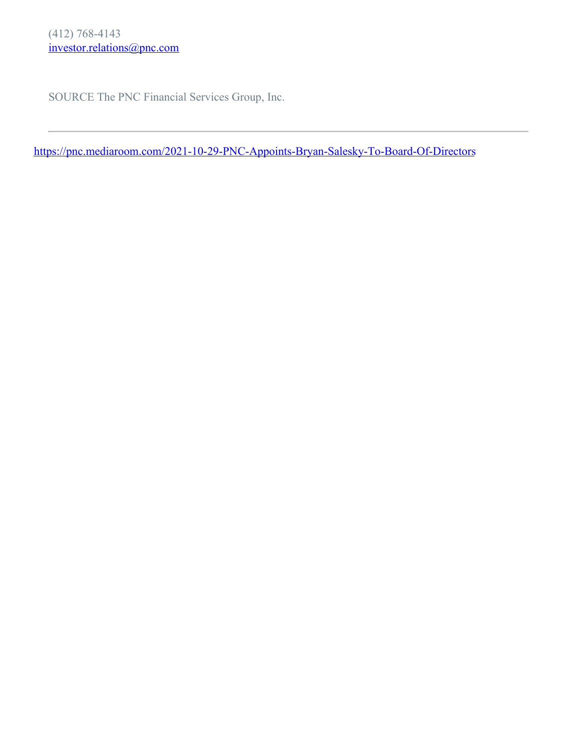(412) 768-4143
investor.relations@pnc.com

SOURCE The PNC Financial Services Group, Inc.

---

https://pnc.mediaroom.com/2021-10-29-PNC-Appoints-Bryan-Salesky-To-Board-Of-Directors